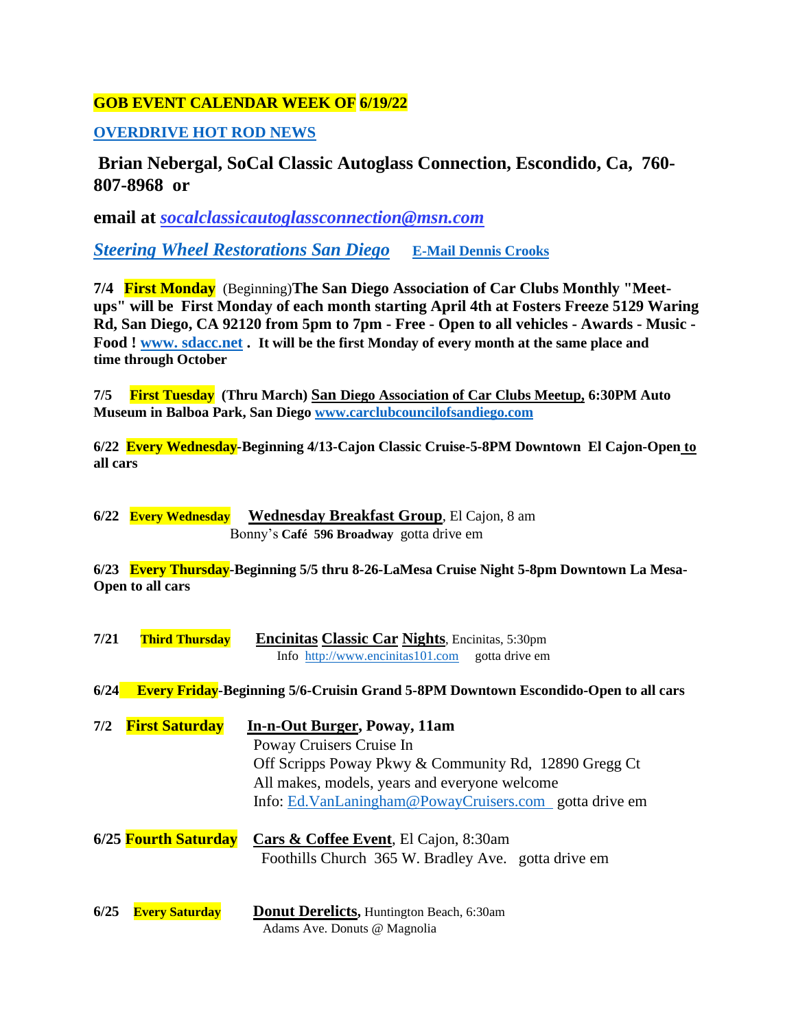**GOB EVENT CALENDAR WEEK OF 6/19/22**

**OVERDRIVE HOT ROD NEWS**

**Brian Nebergal, SoCal Classic Autoglass Connection, Escondido, Ca, 760-807-8968 or**

**email at *socalclassicautoglassconnection@msn.com***

***Steering Wheel Restorations San Diego*** **E-Mail Dennis Crooks**

**7/4 First Monday** (Beginning)**The San Diego Association of Car Clubs Monthly "Meet-ups" will be First Monday of each month starting April 4th at Fosters Freeze 5129 Waring Rd, San Diego, CA 92120 from 5pm to 7pm - Free - Open to all vehicles - Awards - Music - Food ! www. sdacc.net . It will be the first Monday of every month at the same place and time through October**

**7/5 First Tuesday (Thru March) San Diego Association of Car Clubs Meetup, 6:30PM Auto Museum in Balboa Park, San Diego www.carclubcouncilofsandiego.com**

**6/22 Every Wednesday-Beginning 4/13-Cajon Classic Cruise-5-8PM Downtown El Cajon-Open to all cars**

**6/22 Every Wednesday** **Wednesday Breakfast Group**, El Cajon, 8 am
Bonny's **Café 596 Broadway** gotta drive em

**6/23 Every Thursday-Beginning 5/5 thru 8-26-LaMesa Cruise Night 5-8pm Downtown La Mesa-Open to all cars**

**7/21 Third Thursday** **Encinitas Classic Car Nights**, Encinitas, 5:30pm
Info http://www.encinitas101.com gotta drive em

**6/24 Every Friday-Beginning 5/6-Cruisin Grand 5-8PM Downtown Escondido-Open to all cars**

**7/2 First Saturday** **In-n-Out Burger, Poway, 11am**
Poway Cruisers Cruise In
Off Scripps Poway Pkwy & Community Rd, 12890 Gregg Ct
All makes, models, years and everyone welcome
Info: Ed.VanLaningham@PowayCruisers.com gotta drive em

**6/25 Fourth Saturday** **Cars & Coffee Event**, El Cajon, 8:30am
Foothills Church 365 W. Bradley Ave. gotta drive em

**6/25 Every Saturday** **Donut Derelicts,** Huntington Beach, 6:30am
Adams Ave. Donuts @ Magnolia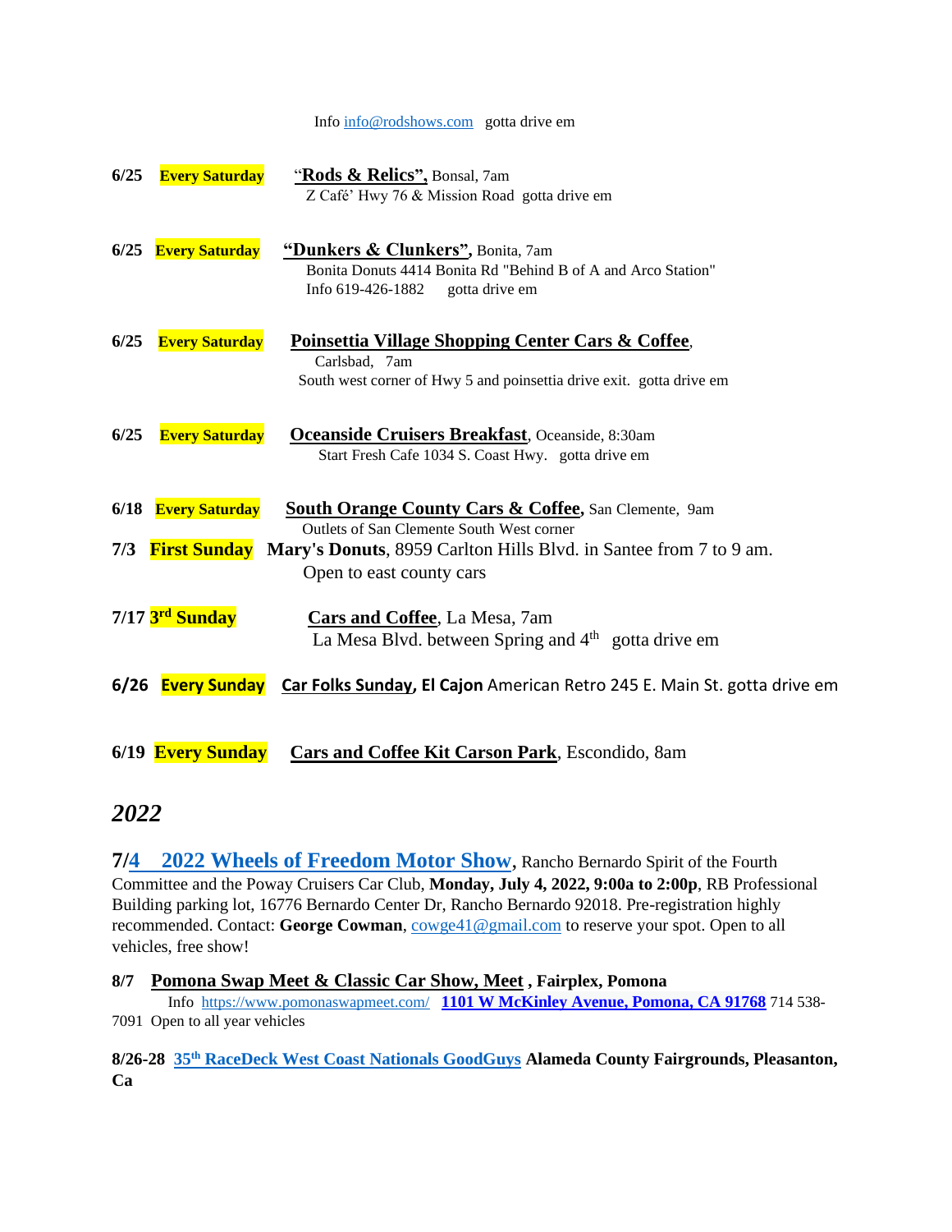Info info@rodshows.com gotta drive em

**6/25** **Every Saturday** "**Rods & Relics",** Bonsal, 7am
Z Café' Hwy 76 & Mission Road gotta drive em

**6/25** **Every Saturday** **"Dunkers & Clunkers",** Bonita, 7am
Bonita Donuts 4414 Bonita Rd "Behind B of A and Arco Station"
Info 619-426-1882 gotta drive em

**6/25** **Every Saturday** **Poinsettia Village Shopping Center Cars & Coffee**,
Carlsbad, 7am
South west corner of Hwy 5 and poinsettia drive exit. gotta drive em

**6/25** **Every Saturday** **Oceanside Cruisers Breakfast**, Oceanside, 8:30am
Start Fresh Cafe 1034 S. Coast Hwy. gotta drive em

**6/18** **Every Saturday** **South Orange County Cars & Coffee,** San Clemente, 9am
Outlets of San Clemente South West corner

**7/3** **First Sunday** **Mary's Donuts**, 8959 Carlton Hills Blvd. in Santee from 7 to 9 am.
Open to east county cars

**7/17** **3rd Sunday** **Cars and Coffee**, La Mesa, 7am
La Mesa Blvd. between Spring and 4th gotta drive em

**6/26** **Every Sunday** **Car Folks Sunday, El Cajon** American Retro 245 E. Main St. gotta drive em

**6/19** **Every Sunday** **Cars and Coffee Kit Carson Park**, Escondido, 8am

## *2022*

**7/4 2022 Wheels of Freedom Motor Show**, Rancho Bernardo Spirit of the Fourth Committee and the Poway Cruisers Car Club, **Monday, July 4, 2022, 9:00a to 2:00p**, RB Professional Building parking lot, 16776 Bernardo Center Dr, Rancho Bernardo 92018. Pre-registration highly recommended. Contact: **George Cowman**, cowge41@gmail.com to reserve your spot. Open to all vehicles, free show!

**8/7** **Pomona Swap Meet & Classic Car Show, Meet , Fairplex, Pomona**
Info https://www.pomonaswapmeet.com/ **1101 W McKinley Avenue, Pomona, CA 91768** 714 538-7091 Open to all year vehicles

**8/26-28** **35th RaceDeck West Coast Nationals GoodGuys** **Alameda County Fairgrounds, Pleasanton, Ca**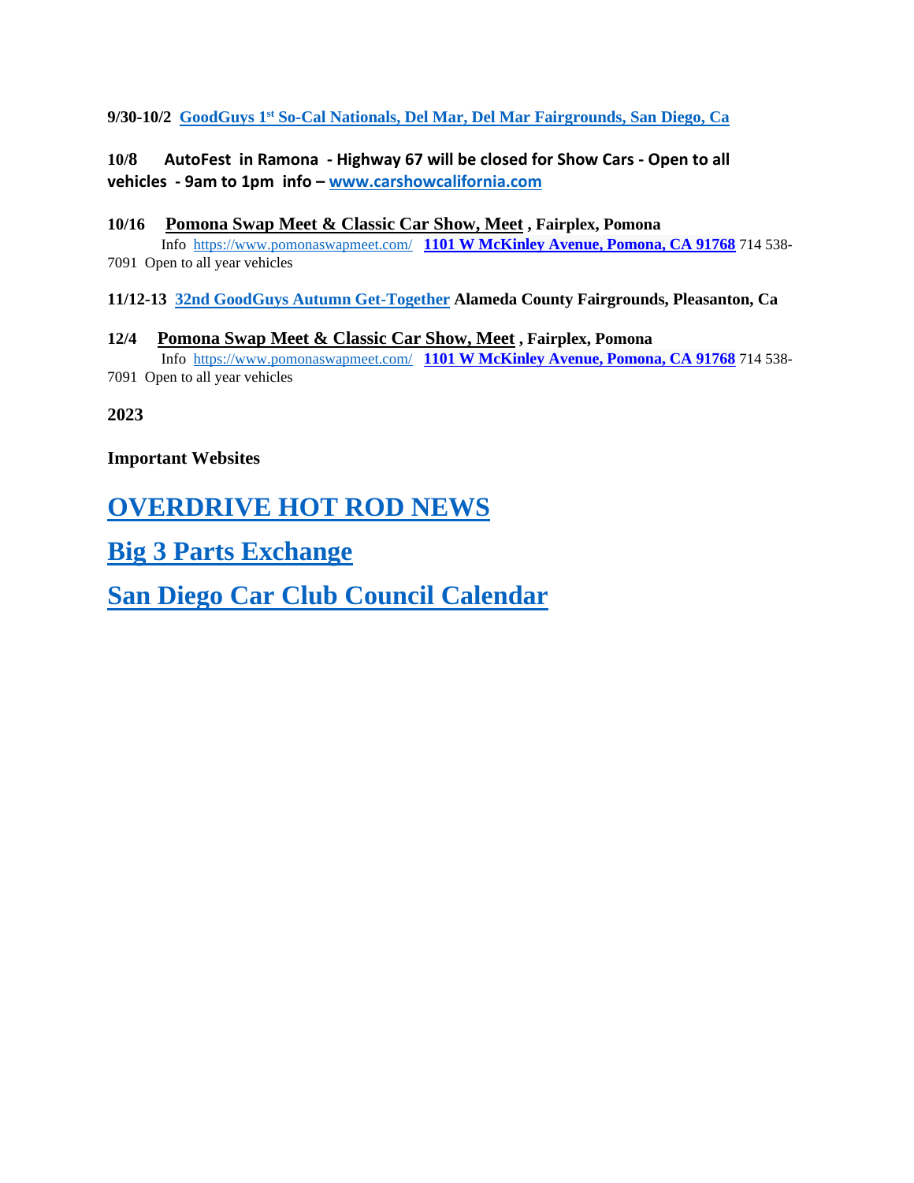**9/30-10/2 GoodGuys 1st So-Cal Nationals, Del Mar, Del Mar Fairgrounds, San Diego, Ca**

**10/8 AutoFest in Ramona - Highway 67 will be closed for Show Cars - Open to all vehicles - 9am to 1pm info – www.carshowcalifornia.com**

**10/16 Pomona Swap Meet & Classic Car Show, Meet , Fairplex, Pomona**
Info https://www.pomonaswapmeet.com/ **1101 W McKinley Avenue, Pomona, CA 91768** 714 538-7091 Open to all year vehicles

**11/12-13 32nd GoodGuys Autumn Get-Together Alameda County Fairgrounds, Pleasanton, Ca**

**12/4 Pomona Swap Meet & Classic Car Show, Meet , Fairplex, Pomona**
Info https://www.pomonaswapmeet.com/ **1101 W McKinley Avenue, Pomona, CA 91768** 714 538-7091 Open to all year vehicles

**2023**

**Important Websites**

# OVERDRIVE HOT ROD NEWS

# Big 3 Parts Exchange

# San Diego Car Club Council Calendar